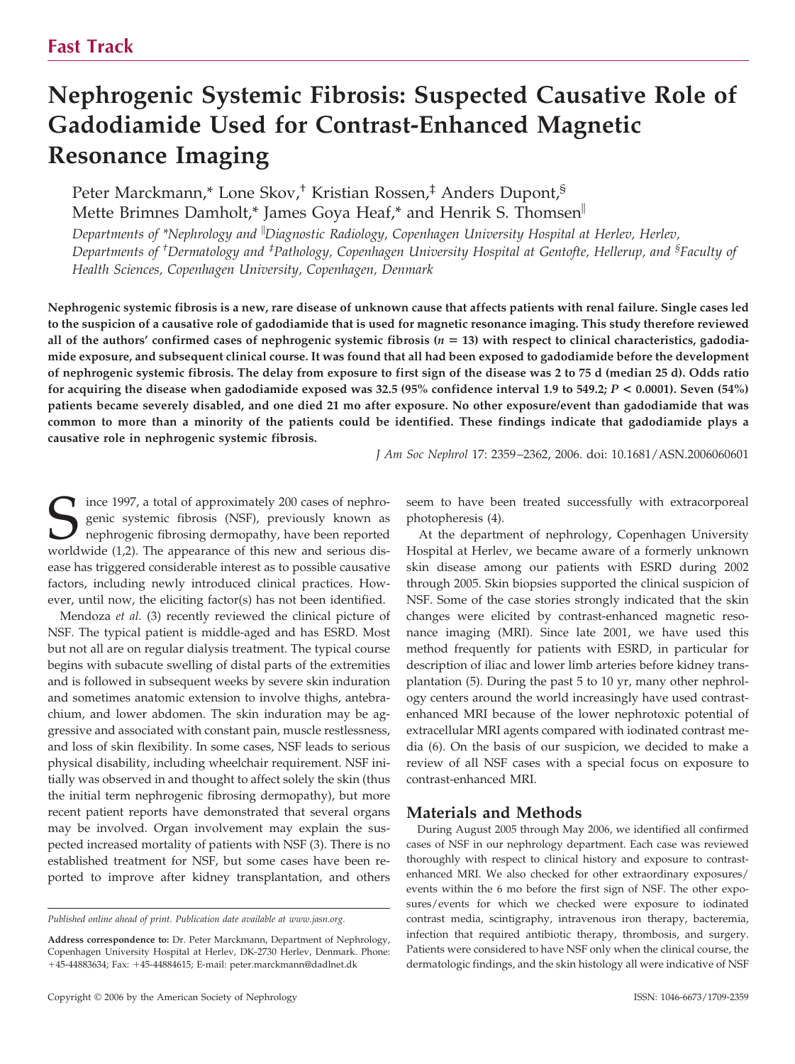Fast Track

# Nephrogenic Systemic Fibrosis: Suspected Causative Role of Gadodiamide Used for Contrast-Enhanced Magnetic Resonance Imaging

Peter Marckmann,* Lone Skov,† Kristian Rossen,‡ Anders Dupont,§ Mette Brimnes Damholt,* James Goya Heaf,* and Henrik S. Thomsen‖

*Departments of \*Nephrology and ‖Diagnostic Radiology, Copenhagen University Hospital at Herlev, Herlev, Departments of †Dermatology and ‡Pathology, Copenhagen University Hospital at Gentofte, Hellerup, and §Faculty of Health Sciences, Copenhagen University, Copenhagen, Denmark*

**Nephrogenic systemic fibrosis is a new, rare disease of unknown cause that affects patients with renal failure. Single cases led to the suspicion of a causative role of gadodiamide that is used for magnetic resonance imaging. This study therefore reviewed all of the authors' confirmed cases of nephrogenic systemic fibrosis ($n = 13$) with respect to clinical characteristics, gadodiamide exposure, and subsequent clinical course. It was found that all had been exposed to gadodiamide before the development of nephrogenic systemic fibrosis. The delay from exposure to first sign of the disease was 2 to 75 d (median 25 d). Odds ratio for acquiring the disease when gadodiamide exposed was 32.5 (95% confidence interval 1.9 to 549.2; $P < 0.0001$). Seven (54%) patients became severely disabled, and one died 21 mo after exposure. No other exposure/event than gadodiamide that was common to more than a minority of the patients could be identified. These findings indicate that gadodiamide plays a causative role in nephrogenic systemic fibrosis.**

*J Am Soc Nephrol* 17: 2359–2362, 2006. doi: 10.1681/ASN.2006060601

Since 1997, a total of approximately 200 cases of nephrogenic systemic fibrosis (NSF), previously known as nephrogenic fibrosing dermopathy, have been reported worldwide (1,2). The appearance of this new and serious disease has triggered considerable interest as to possible causative factors, including newly introduced clinical practices. However, until now, the eliciting factor(s) has not been identified.

Mendoza *et al.* (3) recently reviewed the clinical picture of NSF. The typical patient is middle-aged and has ESRD. Most but not all are on regular dialysis treatment. The typical course begins with subacute swelling of distal parts of the extremities and is followed in subsequent weeks by severe skin induration and sometimes anatomic extension to involve thighs, antebrachium, and lower abdomen. The skin induration may be aggressive and associated with constant pain, muscle restlessness, and loss of skin flexibility. In some cases, NSF leads to serious physical disability, including wheelchair requirement. NSF initially was observed in and thought to affect solely the skin (thus the initial term nephrogenic fibrosing dermopathy), but more recent patient reports have demonstrated that several organs may be involved. Organ involvement may explain the suspected increased mortality of patients with NSF (3). There is no established treatment for NSF, but some cases have been reported to improve after kidney transplantation, and others seem to have been treated successfully with extracorporeal photopheresis (4).

At the department of nephrology, Copenhagen University Hospital at Herlev, we became aware of a formerly unknown skin disease among our patients with ESRD during 2002 through 2005. Skin biopsies supported the clinical suspicion of NSF. Some of the case stories strongly indicated that the skin changes were elicited by contrast-enhanced magnetic resonance imaging (MRI). Since late 2001, we have used this method frequently for patients with ESRD, in particular for description of iliac and lower limb arteries before kidney transplantation (5). During the past 5 to 10 yr, many other nephrology centers around the world increasingly have used contrast-enhanced MRI because of the lower nephrotoxic potential of extracellular MRI agents compared with iodinated contrast media (6). On the basis of our suspicion, we decided to make a review of all NSF cases with a special focus on exposure to contrast-enhanced MRI.

## Materials and Methods

During August 2005 through May 2006, we identified all confirmed cases of NSF in our nephrology department. Each case was reviewed thoroughly with respect to clinical history and exposure to contrast-enhanced MRI. We also checked for other extraordinary exposures/events within the 6 mo before the first sign of NSF. The other exposures/events for which we checked were exposure to iodinated contrast media, scintigraphy, intravenous iron therapy, bacteremia, infection that required antibiotic therapy, thrombosis, and surgery. Patients were considered to have NSF only when the clinical course, the dermatologic findings, and the skin histology all were indicative of NSF

*Published online ahead of print. Publication date available at www.jasn.org.*

**Address correspondence to:** Dr. Peter Marckmann, Department of Nephrology, Copenhagen University Hospital at Herlev, DK-2730 Herlev, Denmark. Phone: +45-44883634; Fax: +45-44884615; E-mail: peter.marckmann@dadlnet.dk

Copyright © 2006 by the American Society of Nephrology ISSN: 1046-6673/1709-2359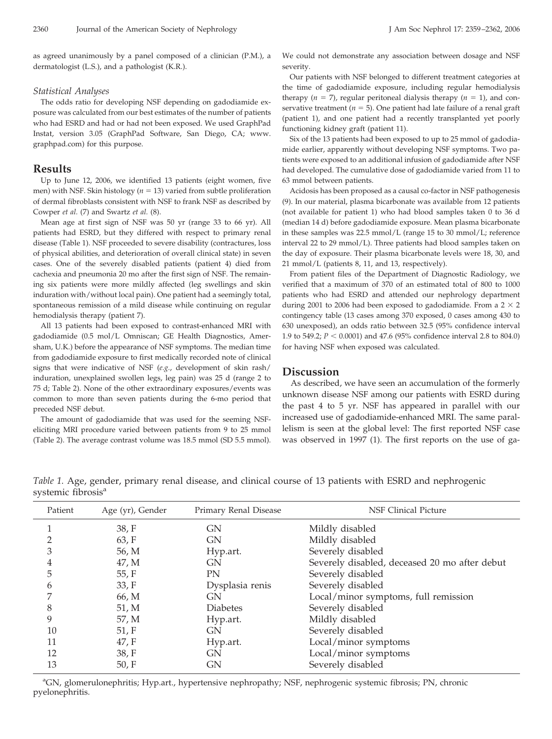as agreed unanimously by a panel composed of a clinician (P.M.), a dermatologist (L.S.), and a pathologist (K.R.).

### *Statistical Analyses*

The odds ratio for developing NSF depending on gadodiamide exposure was calculated from our best estimates of the number of patients who had ESRD and had or had not been exposed. We used GraphPad Instat, version 3.05 (GraphPad Software, San Diego, CA; www.graphpad.com) for this purpose.

## Results

Up to June 12, 2006, we identified 13 patients (eight women, five men) with NSF. Skin histology ($n = 13$) varied from subtle proliferation of dermal fibroblasts consistent with NSF to frank NSF as described by Cowper *et al.* (7) and Swartz *et al.* (8).

Mean age at first sign of NSF was 50 yr (range 33 to 66 yr). All patients had ESRD, but they differed with respect to primary renal disease (Table 1). NSF proceeded to severe disability (contractures, loss of physical abilities, and deterioration of overall clinical state) in seven cases. One of the severely disabled patients (patient 4) died from cachexia and pneumonia 20 mo after the first sign of NSF. The remaining six patients were more mildly affected (leg swellings and skin induration with/without local pain). One patient had a seemingly total, spontaneous remission of a mild disease while continuing on regular hemodialysis therapy (patient 7).

All 13 patients had been exposed to contrast-enhanced MRI with gadodiamide (0.5 mol/L Omniscan; GE Health Diagnostics, Amersham, U.K.) before the appearance of NSF symptoms. The median time from gadodiamide exposure to first medically recorded note of clinical signs that were indicative of NSF (*e.g.*, development of skin rash/induration, unexplained swollen legs, leg pain) was 25 d (range 2 to 75 d; Table 2). None of the other extraordinary exposures/events was common to more than seven patients during the 6-mo period that preceded NSF debut.

The amount of gadodiamide that was used for the seeming NSF-eliciting MRI procedure varied between patients from 9 to 25 mmol (Table 2). The average contrast volume was 18.5 mmol (SD 5.5 mmol). We could not demonstrate any association between dosage and NSF severity.

Our patients with NSF belonged to different treatment categories at the time of gadodiamide exposure, including regular hemodialysis therapy ($n = 7$), regular peritoneal dialysis therapy ($n = 1$), and conservative treatment ($n = 5$). One patient had late failure of a renal graft (patient 1), and one patient had a recently transplanted yet poorly functioning kidney graft (patient 11).

Six of the 13 patients had been exposed to up to 25 mmol of gadodiamide earlier, apparently without developing NSF symptoms. Two patients were exposed to an additional infusion of gadodiamide after NSF had developed. The cumulative dose of gadodiamide varied from 11 to 63 mmol between patients.

Acidosis has been proposed as a causal co-factor in NSF pathogenesis (9). In our material, plasma bicarbonate was available from 12 patients (not available for patient 1) who had blood samples taken 0 to 36 d (median 14 d) before gadodiamide exposure. Mean plasma bicarbonate in these samples was 22.5 mmol/L (range 15 to 30 mmol/L; reference interval 22 to 29 mmol/L). Three patients had blood samples taken on the day of exposure. Their plasma bicarbonate levels were 18, 30, and 21 mmol/L (patients 8, 11, and 13, respectively).

From patient files of the Department of Diagnostic Radiology, we verified that a maximum of 370 of an estimated total of 800 to 1000 patients who had ESRD and attended our nephrology department during 2001 to 2006 had been exposed to gadodiamide. From a $2 \times 2$ contingency table (13 cases among 370 exposed, 0 cases among 430 to 630 unexposed), an odds ratio between 32.5 (95% confidence interval 1.9 to 549.2; $P < 0.0001$) and 47.6 (95% confidence interval 2.8 to 804.0) for having NSF when exposed was calculated.

## Discussion

As described, we have seen an accumulation of the formerly unknown disease NSF among our patients with ESRD during the past 4 to 5 yr. NSF has appeared in parallel with our increased use of gadodiamide-enhanced MRI. The same parallelism is seen at the global level: The first reported NSF case was observed in 1997 (1). The first reports on the use of ga-

*Table 1.* Age, gender, primary renal disease, and clinical course of 13 patients with ESRD and nephrogenic systemic fibrosis[a]

| Patient | Age (yr), Gender | Primary Renal Disease | NSF Clinical Picture |
|---|---|---|---|
| 1 | 38, F | GN | Mildly disabled |
| 2 | 63, F | GN | Mildly disabled |
| 3 | 56, M | Hyp.art. | Severely disabled |
| 4 | 47, M | GN | Severely disabled, deceased 20 mo after debut |
| 5 | 55, F | PN | Severely disabled |
| 6 | 33, F | Dysplasia renis | Severely disabled |
| 7 | 66, M | GN | Local/minor symptoms, full remission |
| 8 | 51, M | Diabetes | Severely disabled |
| 9 | 57, M | Hyp.art. | Mildly disabled |
| 10 | 51, F | GN | Severely disabled |
| 11 | 47, F | Hyp.art. | Local/minor symptoms |
| 12 | 38, F | GN | Local/minor symptoms |
| 13 | 50, F | GN | Severely disabled |

[a]GN, glomerulonephritis; Hyp.art., hypertensive nephropathy; NSF, nephrogenic systemic fibrosis; PN, chronic pyelonephritis.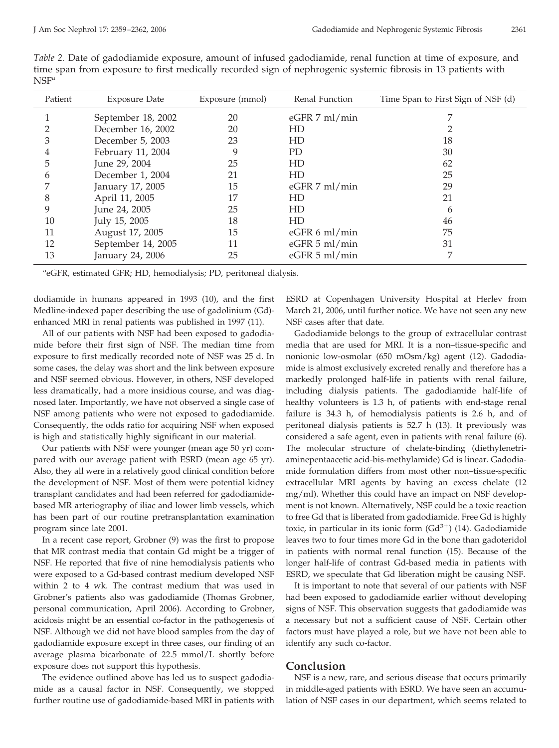*Table 2.* Date of gadodiamide exposure, amount of infused gadodiamide, renal function at time of exposure, and time span from exposure to first medically recorded sign of nephrogenic systemic fibrosis in 13 patients with NSF[a]

| Patient | Exposure Date | Exposure (mmol) | Renal Function | Time Span to First Sign of NSF (d) |
|---|---|---|---|---|
| 1 | September 18, 2002 | 20 | eGFR 7 ml/min | 7 |
| 2 | December 16, 2002 | 20 | HD | 2 |
| 3 | December 5, 2003 | 23 | HD | 18 |
| 4 | February 11, 2004 | 9 | PD | 30 |
| 5 | June 29, 2004 | 25 | HD | 62 |
| 6 | December 1, 2004 | 21 | HD | 25 |
| 7 | January 17, 2005 | 15 | eGFR 7 ml/min | 29 |
| 8 | April 11, 2005 | 17 | HD | 21 |
| 9 | June 24, 2005 | 25 | HD | 6 |
| 10 | July 15, 2005 | 18 | HD | 46 |
| 11 | August 17, 2005 | 15 | eGFR 6 ml/min | 75 |
| 12 | September 14, 2005 | 11 | eGFR 5 ml/min | 31 |
| 13 | January 24, 2006 | 25 | eGFR 5 ml/min | 7 |

[a]eGFR, estimated GFR; HD, hemodialysis; PD, peritoneal dialysis.

dodiamide in humans appeared in 1993 (10), and the first Medline-indexed paper describing the use of gadolinium (Gd)-enhanced MRI in renal patients was published in 1997 (11).

All of our patients with NSF had been exposed to gadodiamide before their first sign of NSF. The median time from exposure to first medically recorded note of NSF was 25 d. In some cases, the delay was short and the link between exposure and NSF seemed obvious. However, in others, NSF developed less dramatically, had a more insidious course, and was diagnosed later. Importantly, we have not observed a single case of NSF among patients who were not exposed to gadodiamide. Consequently, the odds ratio for acquiring NSF when exposed is high and statistically highly significant in our material.

Our patients with NSF were younger (mean age 50 yr) compared with our average patient with ESRD (mean age 65 yr). Also, they all were in a relatively good clinical condition before the development of NSF. Most of them were potential kidney transplant candidates and had been referred for gadodiamide-based MR arteriography of iliac and lower limb vessels, which has been part of our routine pretransplantation examination program since late 2001.

In a recent case report, Grobner (9) was the first to propose that MR contrast media that contain Gd might be a trigger of NSF. He reported that five of nine hemodialysis patients who were exposed to a Gd-based contrast medium developed NSF within 2 to 4 wk. The contrast medium that was used in Grobner's patients also was gadodiamide (Thomas Grobner, personal communication, April 2006). According to Grobner, acidosis might be an essential co-factor in the pathogenesis of NSF. Although we did not have blood samples from the day of gadodiamide exposure except in three cases, our finding of an average plasma bicarbonate of 22.5 mmol/L shortly before exposure does not support this hypothesis.

The evidence outlined above has led us to suspect gadodiamide as a causal factor in NSF. Consequently, we stopped further routine use of gadodiamide-based MRI in patients with ESRD at Copenhagen University Hospital at Herlev from March 21, 2006, until further notice. We have not seen any new NSF cases after that date.

Gadodiamide belongs to the group of extracellular contrast media that are used for MRI. It is a non–tissue-specific and nonionic low-osmolar (650 mOsm/kg) agent (12). Gadodiamide is almost exclusively excreted renally and therefore has a markedly prolonged half-life in patients with renal failure, including dialysis patients. The gadodiamide half-life of healthy volunteers is 1.3 h, of patients with end-stage renal failure is 34.3 h, of hemodialysis patients is 2.6 h, and of peritoneal dialysis patients is 52.7 h (13). It previously was considered a safe agent, even in patients with renal failure (6). The molecular structure of chelate-binding (diethylenetriaminepentaacetic acid-bis-methylamide) Gd is linear. Gadodiamide formulation differs from most other non–tissue-specific extracellular MRI agents by having an excess chelate (12 mg/ml). Whether this could have an impact on NSF development is not known. Alternatively, NSF could be a toxic reaction to free Gd that is liberated from gadodiamide. Free Gd is highly toxic, in particular in its ionic form ($Gd^{3+}$) (14). Gadodiamide leaves two to four times more Gd in the bone than gadoteridol in patients with normal renal function (15). Because of the longer half-life of contrast Gd-based media in patients with ESRD, we speculate that Gd liberation might be causing NSF.

It is important to note that several of our patients with NSF had been exposed to gadodiamide earlier without developing signs of NSF. This observation suggests that gadodiamide was a necessary but not a sufficient cause of NSF. Certain other factors must have played a role, but we have not been able to identify any such co-factor.

## Conclusion

NSF is a new, rare, and serious disease that occurs primarily in middle-aged patients with ESRD. We have seen an accumulation of NSF cases in our department, which seems related to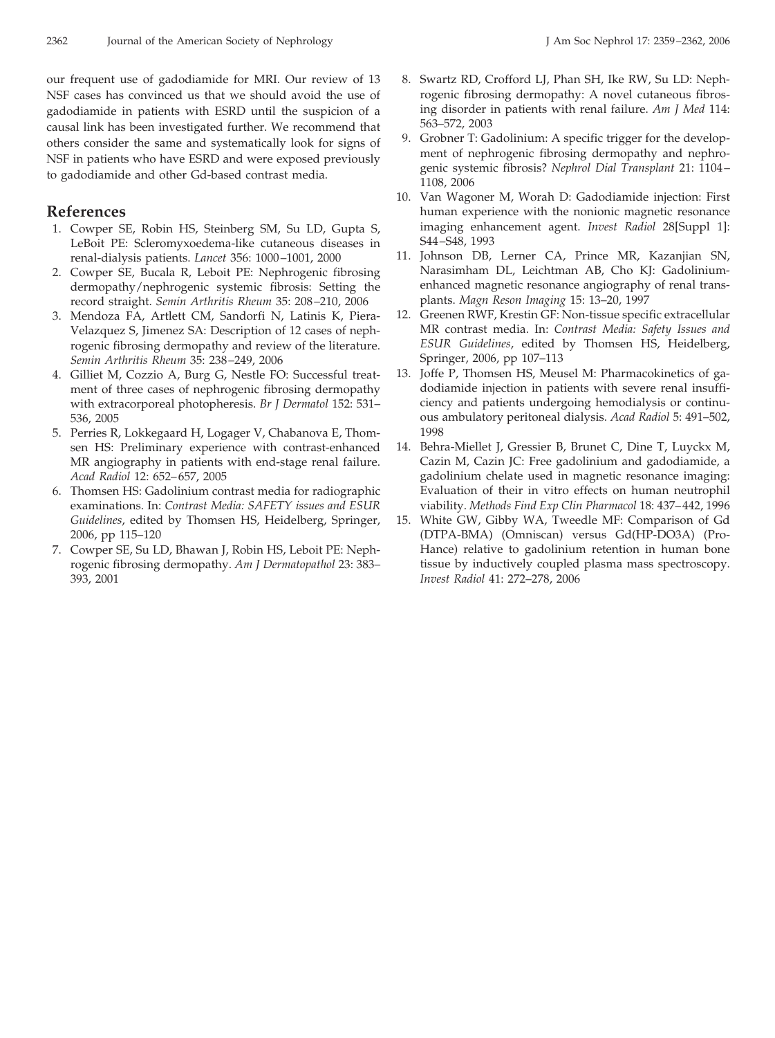our frequent use of gadodiamide for MRI. Our review of 13 NSF cases has convinced us that we should avoid the use of gadodiamide in patients with ESRD until the suspicion of a causal link has been investigated further. We recommend that others consider the same and systematically look for signs of NSF in patients who have ESRD and were exposed previously to gadodiamide and other Gd-based contrast media.

## References

1. Cowper SE, Robin HS, Steinberg SM, Su LD, Gupta S, LeBoit PE: Scleromyxoedema-like cutaneous diseases in renal-dialysis patients. *Lancet* 356: 1000–1001, 2000
2. Cowper SE, Bucala R, Leboit PE: Nephrogenic fibrosing dermopathy/nephrogenic systemic fibrosis: Setting the record straight. *Semin Arthritis Rheum* 35: 208–210, 2006
3. Mendoza FA, Artlett CM, Sandorfi N, Latinis K, Piera-Velazquez S, Jimenez SA: Description of 12 cases of nephrogenic fibrosing dermopathy and review of the literature. *Semin Arthritis Rheum* 35: 238–249, 2006
4. Gilliet M, Cozzio A, Burg G, Nestle FO: Successful treatment of three cases of nephrogenic fibrosing dermopathy with extracorporeal photopheresis. *Br J Dermatol* 152: 531–536, 2005
5. Perries R, Lokkegaard H, Logager V, Chabanova E, Thomsen HS: Preliminary experience with contrast-enhanced MR angiography in patients with end-stage renal failure. *Acad Radiol* 12: 652–657, 2005
6. Thomsen HS: Gadolinium contrast media for radiographic examinations. In: *Contrast Media: SAFETY issues and ESUR Guidelines*, edited by Thomsen HS, Heidelberg, Springer, 2006, pp 115–120
7. Cowper SE, Su LD, Bhawan J, Robin HS, Leboit PE: Nephrogenic fibrosing dermopathy. *Am J Dermatopathol* 23: 383–393, 2001
8. Swartz RD, Crofford LJ, Phan SH, Ike RW, Su LD: Nephrogenic fibrosing dermopathy: A novel cutaneous fibrosing disorder in patients with renal failure. *Am J Med* 114: 563–572, 2003
9. Grobner T: Gadolinium: A specific trigger for the development of nephrogenic fibrosing dermopathy and nephrogenic systemic fibrosis? *Nephrol Dial Transplant* 21: 1104–1108, 2006
10. Van Wagoner M, Worah D: Gadodiamide injection: First human experience with the nonionic magnetic resonance imaging enhancement agent. *Invest Radiol* 28[Suppl 1]: S44–S48, 1993
11. Johnson DB, Lerner CA, Prince MR, Kazanjian SN, Narasimham DL, Leichtman AB, Cho KJ: Gadolinium-enhanced magnetic resonance angiography of renal transplants. *Magn Reson Imaging* 15: 13–20, 1997
12. Greenen RWF, Krestin GF: Non-tissue specific extracellular MR contrast media. In: *Contrast Media: Safety Issues and ESUR Guidelines*, edited by Thomsen HS, Heidelberg, Springer, 2006, pp 107–113
13. Joffe P, Thomsen HS, Meusel M: Pharmacokinetics of gadodiamide injection in patients with severe renal insufficiency and patients undergoing hemodialysis or continuous ambulatory peritoneal dialysis. *Acad Radiol* 5: 491–502, 1998
14. Behra-Miellet J, Gressier B, Brunet C, Dine T, Luyckx M, Cazin M, Cazin JC: Free gadolinium and gadodiamide, a gadolinium chelate used in magnetic resonance imaging: Evaluation of their in vitro effects on human neutrophil viability. *Methods Find Exp Clin Pharmacol* 18: 437–442, 1996
15. White GW, Gibby WA, Tweedle MF: Comparison of Gd (DTPA-BMA) (Omniscan) versus Gd(HP-DO3A) (ProHance) relative to gadolinium retention in human bone tissue by inductively coupled plasma mass spectroscopy. *Invest Radiol* 41: 272–278, 2006